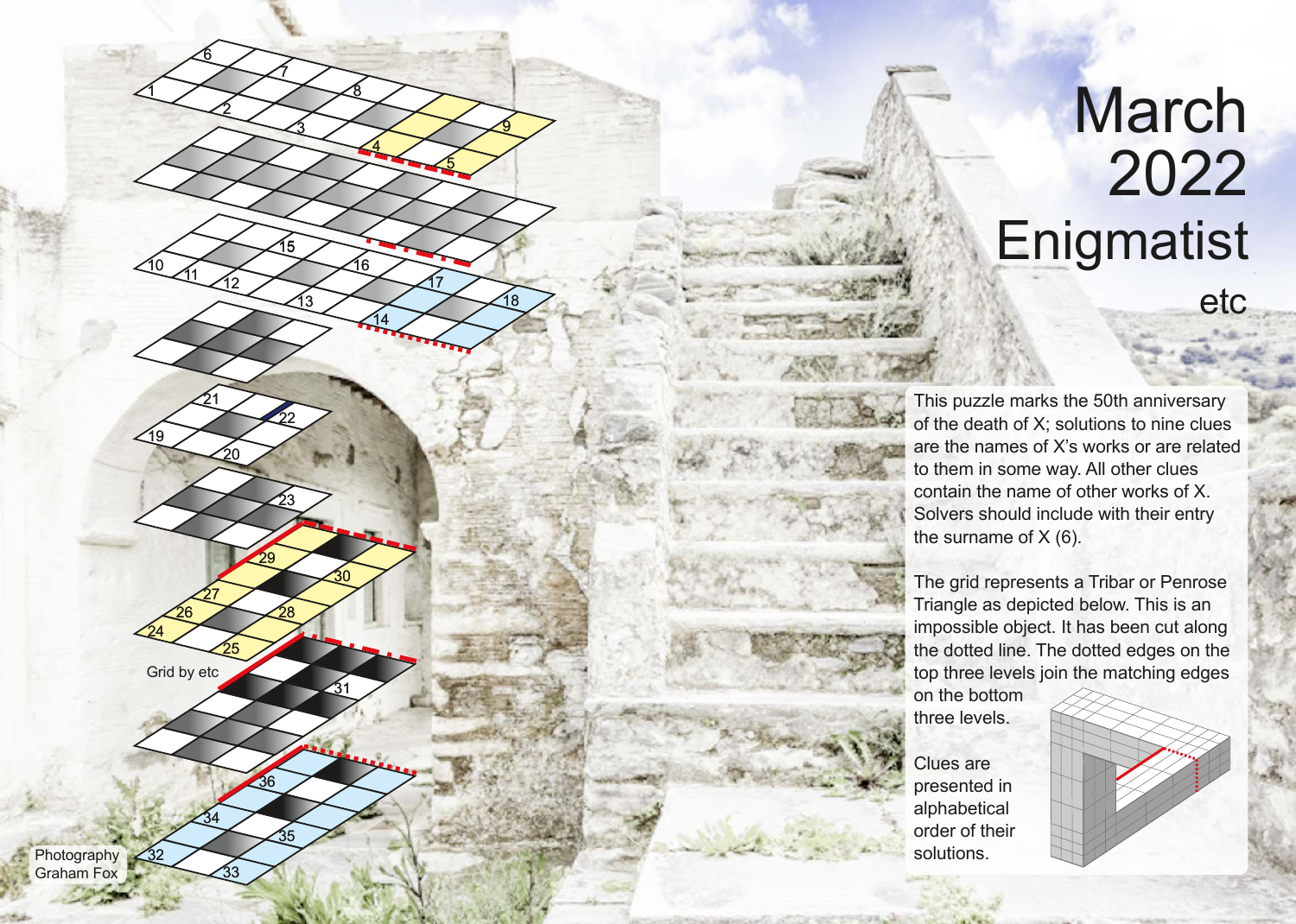# March 2022 Enigmatist

etc

This puzzle marks the 50th anniversary of the death of X; solutions to nine clues are the names of X's works or are related to them in some way. All other clues contain the name of other works of X. Solvers should include with their entry the surname of X (6).

The grid represents a Tribar or Penrose Triangle as depicted below. This is an impossible object. It has been cut along the dotted line. The dotted edges on the top three levels join the matching edges on the bottom three levels.

Clues are presented in alphabetical order of their solutions.

Grid by etc

Photography Graham Fox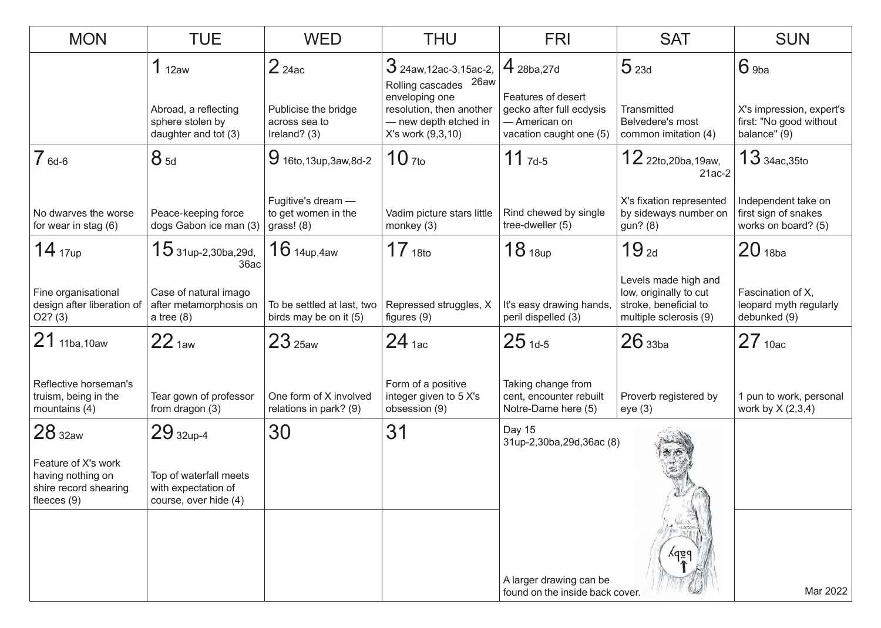| MON | TUE | WED | THU | FRI | SAT | SUN |
|---|---|---|---|---|---|---|
| | **1** 12aw<br><br>Abroad, a reflecting sphere stolen by daughter and tot (3) | **2** 24ac<br><br>Publicise the bridge across sea to Ireland? (3) | **3** 24aw,12ac-3,15ac-2,26aw<br><br>Rolling cascades enveloping one resolution, then another — new depth etched in X's work (9,3,10) | **4** 28ba,27d<br><br>Features of desert gecko after full ecdysis — American on vacation caught one (5) | **5** 23d<br><br>Transmitted Belvedere's most common imitation (4) | **6** 9ba<br><br>X's impression, expert's first: "No good without balance" (9) |
| **7** 6d-6<br><br>No dwarves the worse for wear in stag (6) | **8** 5d<br><br>Peace-keeping force dogs Gabon ice man (3) | **9** 16to,13up,3aw,8d-2<br><br>Fugitive's dream — to get women in the grass! (8) | **10** 7to<br><br>Vadim picture stars little monkey (3) | **11** 7d-5<br><br>Rind chewed by single tree-dweller (5) | **12** 22to,20ba,19aw,21ac-2<br><br>X's fixation represented by sideways number on gun? (8) | **13** 34ac,35to<br><br>Independent take on first sign of snakes works on board? (5) |
| **14** 17up<br><br>Fine organisational design after liberation of O2? (3) | **15** 31up-2,30ba,29d,36ac<br><br>Case of natural imago after metamorphosis on a tree (8) | **16** 14up,4aw<br><br>To be settled at last, two birds may be on it (5) | **17** 18to<br><br>Repressed struggles, X figures (9) | **18** 18up<br><br>It's easy drawing hands, peril dispelled (3) | **19** 2d<br><br>Levels made high and low, originally to cut stroke, beneficial to multiple sclerosis (9) | **20** 18ba<br><br>Fascination of X, leopard myth regularly debunked (9) |
| **21** 11ba,10aw<br><br>Reflective horseman's truism, being in the mountains (4) | **22** 1aw<br><br>Tear gown of professor from dragon (3) | **23** 25aw<br><br>One form of X involved relations in park? (9) | **24** 1ac<br><br>Form of a positive integer given to 5 X's obsession (9) | **25** 1d-5<br><br>Taking change from cent, encounter rebuilt Notre-Dame here (5) | **26** 33ba<br><br>Proverb registered by eye (3) | **27** 10ac<br><br>1 pun to work, personal work by X (2,3,4) |
| **28** 32aw<br><br>Feature of X's work having nothing on shire record shearing fleeces (9) | **29** 32up-4<br><br>Top of waterfall meets with expectation of course, over hide (4) | **30** | **31** | Day 15<br>31up-2,30ba,29d,36ac (8)<br><br>A larger drawing can be found on the inside back cover. | | |
| | | | | | | Mar 2022 |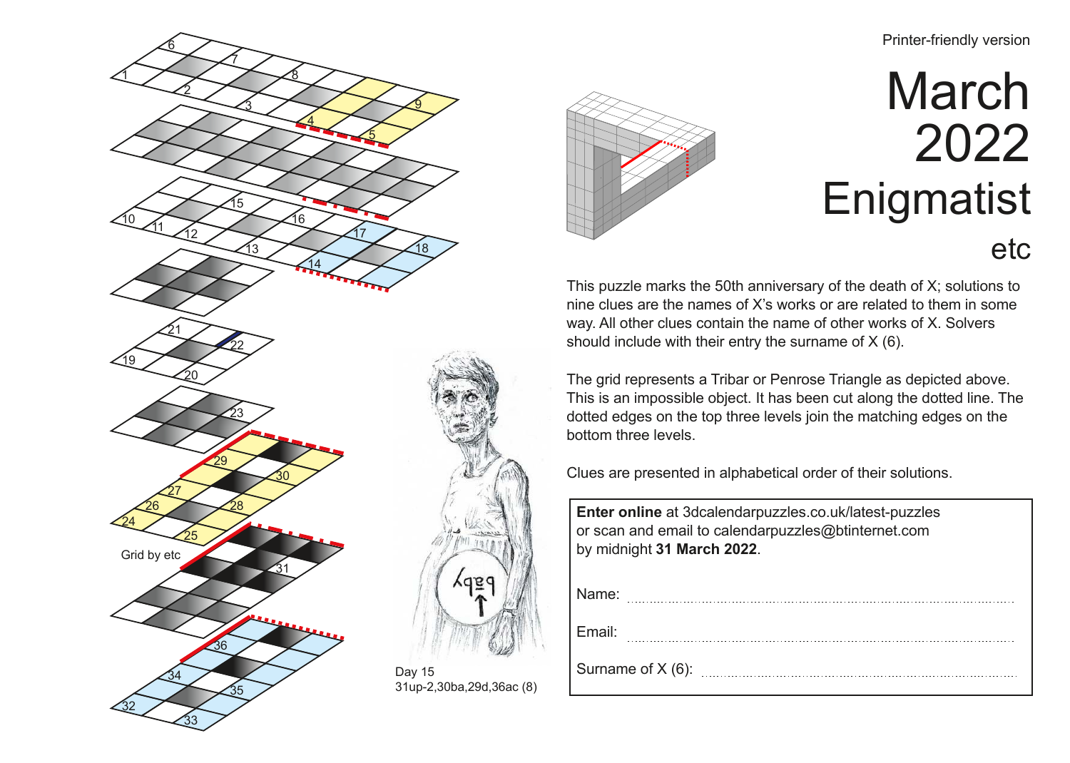Printer-friendly version

# March 2022 Enigmatist

etc

This puzzle marks the 50th anniversary of the death of X; solutions to nine clues are the names of X's works or are related to them in some way. All other clues contain the name of other works of X. Solvers should include with their entry the surname of X (6).

The grid represents a Tribar or Penrose Triangle as depicted above. This is an impossible object. It has been cut along the dotted line. The dotted edges on the top three levels join the matching edges on the bottom three levels.

Clues are presented in alphabetical order of their solutions.

**Enter online** at 3dcalendarpuzzles.co.uk/latest-puzzles
or scan and email to calendarpuzzles@btinternet.com
by midnight **31 March 2022**.

Name: ..................................................

Email: ..................................................

Surname of X (6): ..................................................

Grid by etc

Day 15
31up-2,30ba,29d,36ac (8)